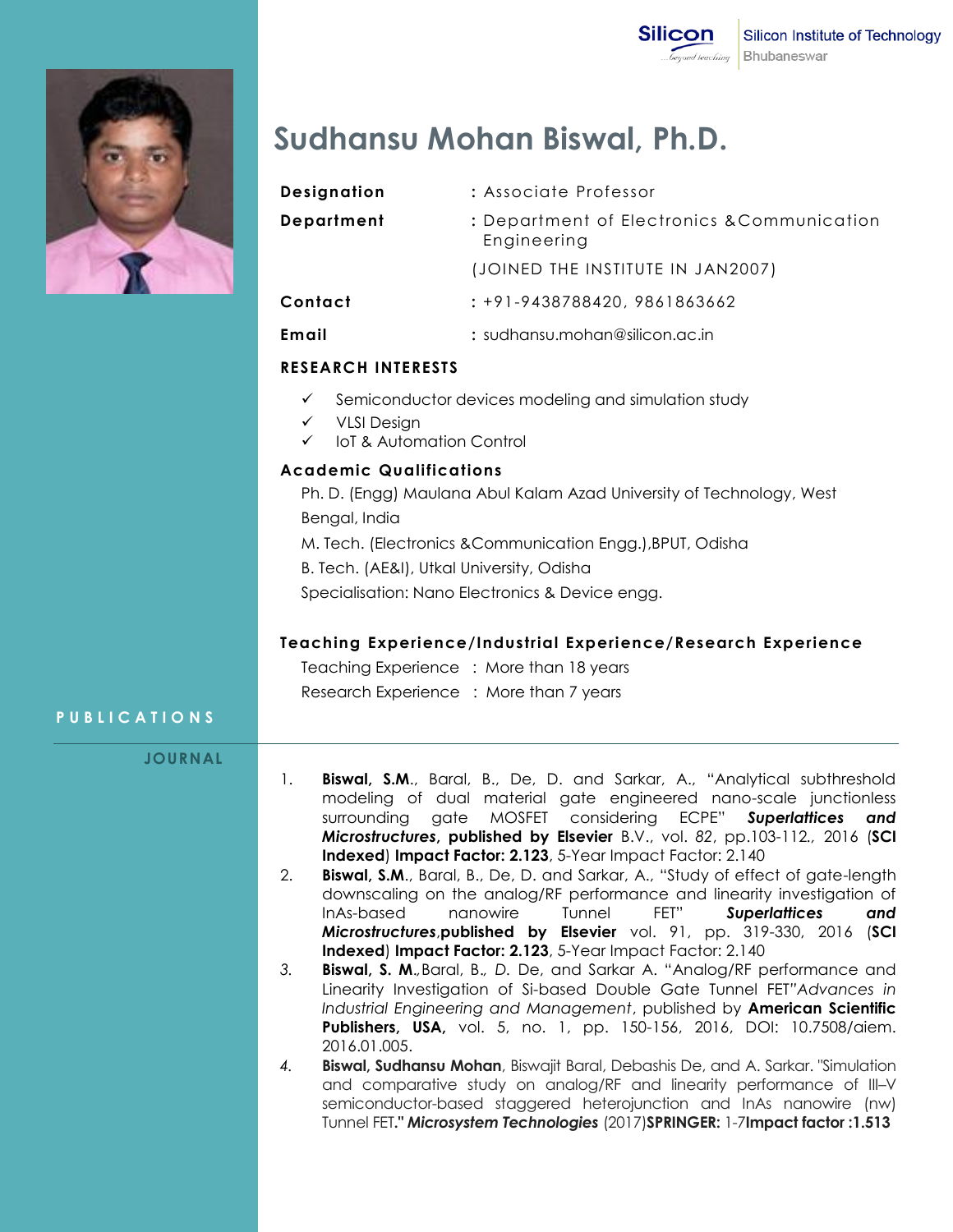Silicon Institute of Technology
Bhubaneswar

# Sudhansu Mohan Biswal, Ph.D.

| | |
|---|---|
| **Designation** | : Associate Professor |
| **Department** | : Department of Electronics &Communication Engineering |
| | (JOINED THE INSTITUTE IN JAN2007) |
| **Contact** | : +91-9438788420, 9861863662 |
| **Email** | : sudhansu.mohan@silicon.ac.in |

## RESEARCH INTERESTS

- ✓ Semiconductor devices modeling and simulation study
- ✓ VLSI Design
- ✓ IoT & Automation Control

## Academic Qualifications

Ph. D. (Engg) Maulana Abul Kalam Azad University of Technology, West Bengal, India

M. Tech. (Electronics &Communication Engg.),BPUT, Odisha

B. Tech. (AE&I), Utkal University, Odisha

Specialisation: Nano Electronics & Device engg.

## Teaching Experience/Industrial Experience/Research Experience

Teaching Experience : More than 18 years

Research Experience : More than 7 years

## PUBLICATIONS

### JOURNAL

1. **Biswal, S.M.**, Baral, B., De, D. and Sarkar, A., "Analytical subthreshold modeling of dual material gate engineered nano-scale junctionless surrounding gate MOSFET considering ECPE" ***Superlattices and Microstructures*, published by Elsevier** B.V., vol. *82*, pp.103-112., 2016 (**SCI Indexed**) **Impact Factor: 2.123**, 5-Year Impact Factor: 2.140
2. **Biswal, S.M.**, Baral, B., De, D. and Sarkar, A., "Study of effect of gate-length downscaling on the analog/RF performance and linearity investigation of InAs-based nanowire Tunnel FET" ***Superlattices and Microstructures*,published by Elsevier** vol. 91, pp. 319-330, 2016 (**SCI Indexed**) **Impact Factor: 2.123**, 5-Year Impact Factor: 2.140
3. **Biswal, S. M.**,Baral, B., *D.* De, and Sarkar A. "Analog/RF performance and Linearity Investigation of Si-based Double Gate Tunnel FET"*Advances in Industrial Engineering and Management*, published by **American Scientific Publishers, USA,** vol. 5, no. 1, pp. 150-156, 2016, DOI: 10.7508/aiem.2016.01.005.
4. **Biswal, Sudhansu Mohan**, Biswajit Baral, Debashis De, and A. Sarkar. "Simulation and comparative study on analog/RF and linearity performance of III–V semiconductor-based staggered heterojunction and InAs nanowire (nw) Tunnel FET**."** ***Microsystem Technologies*** (2017)**SPRINGER:** 1-7**Impact factor :1.513**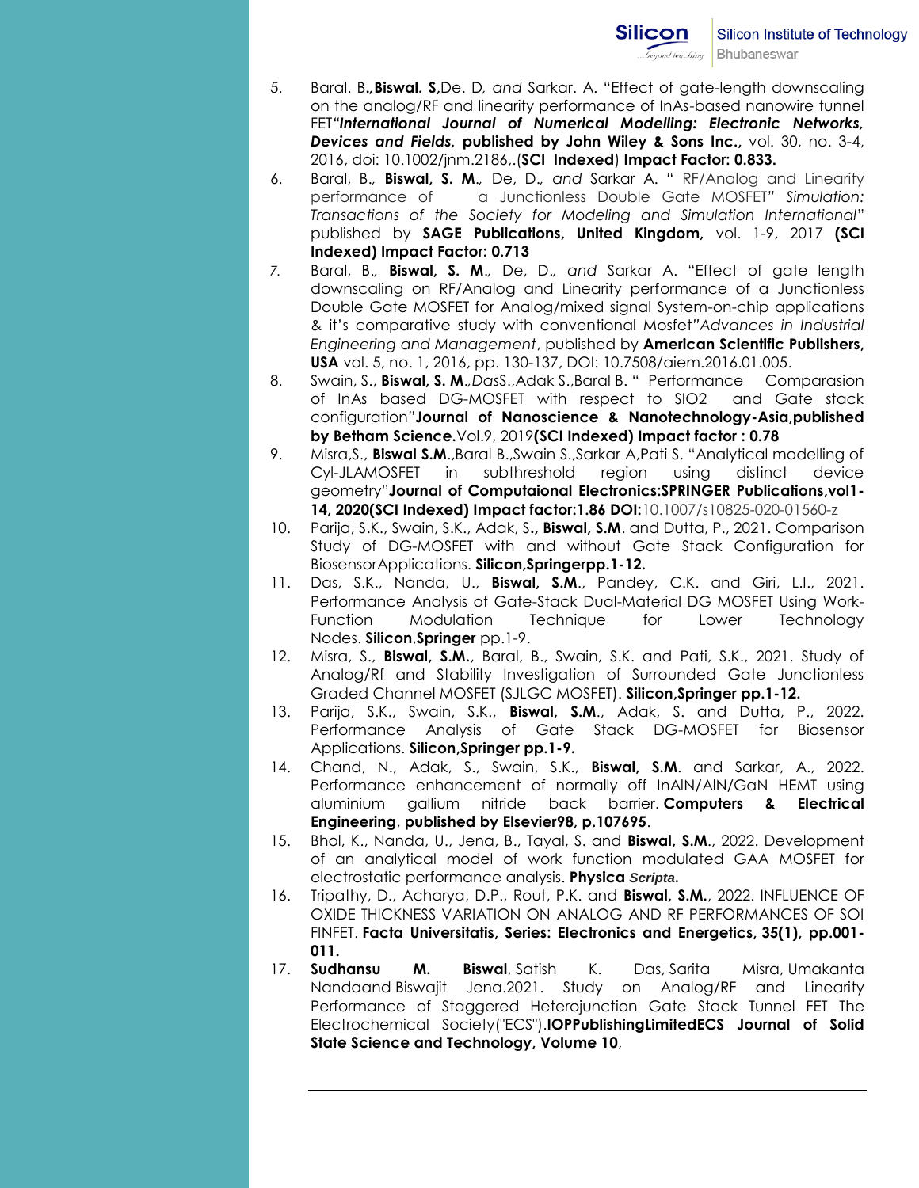5. Baral. B**, Biswal. S,**De. D*, and* Sarkar. A. "Effect of gate-length downscaling on the analog/RF and linearity performance of InAs-based nanowire tunnel FET***"International Journal of Numerical Modelling: Electronic Networks, Devices and Fields,* published by John Wiley & Sons Inc.,** vol. 30, no. 3-4, 2016, doi: 10.1002/jnm.2186,.(**SCI Indexed**) **Impact Factor: 0.833.**
6. Baral, B.*,* **Biswal, S. M***.,* De, D.*, and* Sarkar A. " RF/Analog and Linearity performance of a Junctionless Double Gate MOSFET" *Simulation: Transactions of the Society for Modeling and Simulation International*" published by **SAGE Publications, United Kingdom,** vol. 1-9, 2017 **(SCI Indexed) Impact Factor: 0.713**
7. Baral, B.*,* **Biswal, S. M***.,* De, D.*, and* Sarkar A. "Effect of gate length downscaling on RF/Analog and Linearity performance of a Junctionless Double Gate MOSFET for Analog/mixed signal System-on-chip applications & it's comparative study with conventional Mosfet*"Advances in Industrial Engineering and Management*, published by **American Scientific Publishers, USA** vol. 5, no. 1, 2016, pp. 130-137, DOI: 10.7508/aiem.2016.01.005.
8. Swain, S., **Biswal, S. M***.,Das*S.,Adak S.,Baral B. " Performance Comparasion of InAs based DG-MOSFET with respect to SIO2 and Gate stack configuration"**Journal of Nanoscience & Nanotechnology-Asia,published by Betham Science.**Vol.9, 2019**(SCI Indexed) Impact factor : 0.78**
9. Misra,S., **Biswal S.M**.,Baral B.,Swain S.,Sarkar A,Pati S. "Analytical modelling of Cyl-JLAMOSFET in subthreshold region using distinct device geometry"**Journal of Computaional Electronics:SPRINGER Publications,vol1-14, 2020(SCI Indexed) Impact factor:1.86 DOI:**10.1007/s10825-020-01560-z
10. Parija, S.K., Swain, S.K., Adak, S**., Biswal, S.M**. and Dutta, P., 2021. Comparison Study of DG-MOSFET with and without Gate Stack Configuration for BiosensorApplications. **Silicon,Springerpp.1-12.**
11. Das, S.K., Nanda, U., **Biswal, S.M**., Pandey, C.K. and Giri, L.I., 2021. Performance Analysis of Gate-Stack Dual-Material DG MOSFET Using Work-Function Modulation Technique for Lower Technology Nodes. **Silicon**,**Springer** pp.1-9.
12. Misra, S., **Biswal, S.M.**, Baral, B., Swain, S.K. and Pati, S.K., 2021. Study of Analog/Rf and Stability Investigation of Surrounded Gate Junctionless Graded Channel MOSFET (SJLGC MOSFET). **Silicon,Springer pp.1-12.**
13. Parija, S.K., Swain, S.K., **Biswal, S.M**., Adak, S. and Dutta, P., 2022. Performance Analysis of Gate Stack DG-MOSFET for Biosensor Applications. **Silicon,Springer pp.1-9.**
14. Chand, N., Adak, S., Swain, S.K., **Biswal, S.M**. and Sarkar, A., 2022. Performance enhancement of normally off InAlN/AlN/GaN HEMT using aluminium gallium nitride back barrier. **Computers & Electrical Engineering**, **published by Elsevier98, p.107695**.
15. Bhol, K., Nanda, U., Jena, B., Tayal, S. and **Biswal, S.M**., 2022. Development of an analytical model of work function modulated GAA MOSFET for electrostatic performance analysis. **Physica *Scripta*.**
16. Tripathy, D., Acharya, D.P., Rout, P.K. and **Biswal, S.M.**, 2022. INFLUENCE OF OXIDE THICKNESS VARIATION ON ANALOG AND RF PERFORMANCES OF SOI FINFET. **Facta Universitatis, Series: Electronics and Energetics, 35(1), pp.001-011.**
17. **Sudhansu M. Biswal**, Satish K. Das, Sarita Misra, Umakanta Nandaand Biswajit Jena.2021. Study on Analog/RF and Linearity Performance of Staggered Heterojunction Gate Stack Tunnel FET The Electrochemical Society("ECS").**IOPPublishingLimitedECS Journal of Solid State Science and Technology, Volume 10**,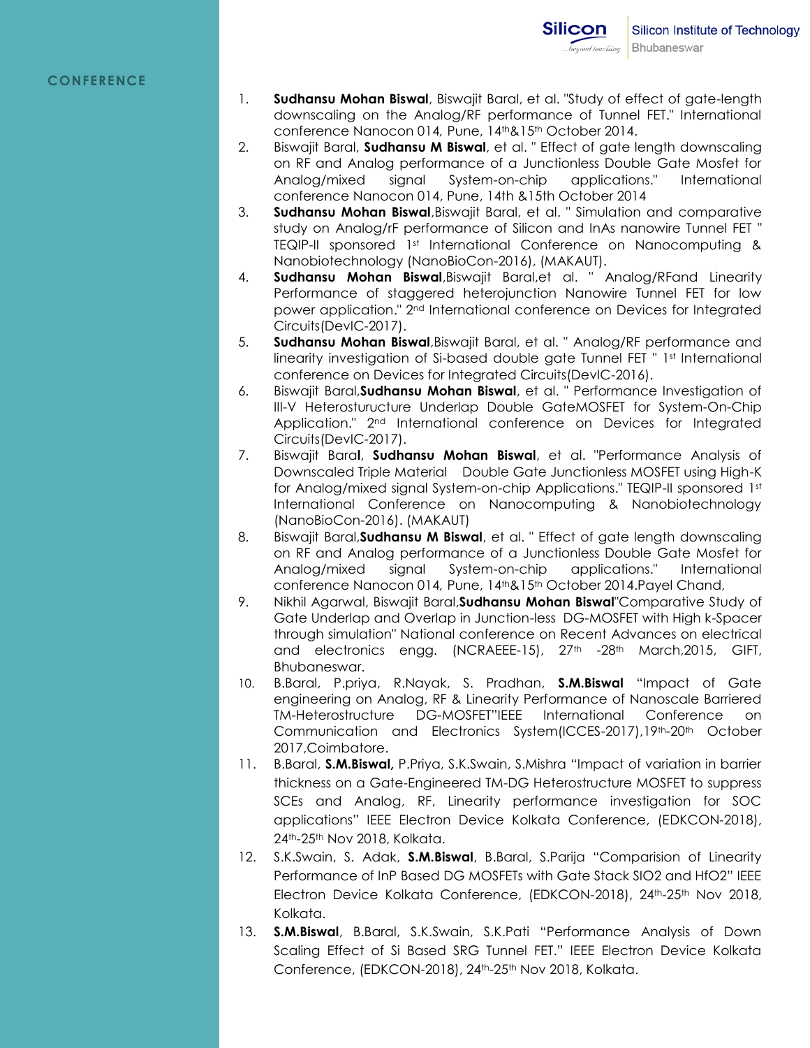## CONFERENCE

1. **Sudhansu Mohan Biswal**, Biswajit Baral, et al. "Study of effect of gate-length downscaling on the Analog/RF performance of Tunnel FET." International conference Nanocon 014, Pune, 14th&15th October 2014.
2. Biswajit Baral, **Sudhansu M Biswal**, et al. " Effect of gate length downscaling on RF and Analog performance of a Junctionless Double Gate Mosfet for Analog/mixed signal System-on-chip applications." International conference Nanocon 014, Pune, 14th &15th October 2014
3. **Sudhansu Mohan Biswal**,Biswajit Baral, et al. " Simulation and comparative study on Analog/rF performance of Silicon and InAs nanowire Tunnel FET " TEQIP-II sponsored 1st International Conference on Nanocomputing & Nanobiotechnology (NanoBioCon-2016), (MAKAUT).
4. **Sudhansu Mohan Biswal**,Biswajit Baral,et al. " Analog/RFand Linearity Performance of staggered heterojunction Nanowire Tunnel FET for low power application." 2nd International conference on Devices for Integrated Circuits(DevIC-2017).
5. **Sudhansu Mohan Biswal**,Biswajit Baral, et al. " Analog/RF performance and linearity investigation of Si-based double gate Tunnel FET " 1st International conference on Devices for Integrated Circuits(DevIC-2016).
6. Biswajit Baral,**Sudhansu Mohan Biswal**, et al. " Performance Investigation of III-V Heterosturucture Underlap Double GateMOSFET for System-On-Chip Application." 2nd International conference on Devices for Integrated Circuits(DevIC-2017).
7. Biswajit Baral, **Sudhansu Mohan Biswal**, et al. "Performance Analysis of Downscaled Triple Material Double Gate Junctionless MOSFET using High-K for Analog/mixed signal System-on-chip Applications." TEQIP-II sponsored 1st International Conference on Nanocomputing & Nanobiotechnology (NanoBioCon-2016). (MAKAUT)
8. Biswajit Baral,**Sudhansu M Biswal**, et al. " Effect of gate length downscaling on RF and Analog performance of a Junctionless Double Gate Mosfet for Analog/mixed signal System-on-chip applications." International conference Nanocon 014, Pune, 14th&15th October 2014.Payel Chand,
9. Nikhil Agarwal, Biswajit Baral,**Sudhansu Mohan Biswal**"Comparative Study of Gate Underlap and Overlap in Junction-less DG-MOSFET with High k-Spacer through simulation" National conference on Recent Advances on electrical and electronics engg. (NCRAEEE-15), 27th -28th March,2015, GIFT, Bhubaneswar.
10. B.Baral, P.priya, R.Nayak, S. Pradhan, **S.M.Biswal** "Impact of Gate engineering on Analog, RF & Linearity Performance of Nanoscale Barriered TM-Heterostructure DG-MOSFET"IEEE International Conference on Communication and Electronics System(ICCES-2017),19th-20th October 2017,Coimbatore.
11. B.Baral, **S.M.Biswal,** P.Priya, S.K.Swain, S.Mishra "Impact of variation in barrier thickness on a Gate-Engineered TM-DG Heterostructure MOSFET to suppress SCEs and Analog, RF, Linearity performance investigation for SOC applications" IEEE Electron Device Kolkata Conference, (EDKCON-2018), 24th-25th Nov 2018, Kolkata.
12. S.K.Swain, S. Adak, **S.M.Biswal**, B.Baral, S.Parija "Comparision of Linearity Performance of InP Based DG MOSFETs with Gate Stack SIO2 and HfO2" IEEE Electron Device Kolkata Conference, (EDKCON-2018), 24th-25th Nov 2018, Kolkata.
13. **S.M.Biswal**, B.Baral, S.K.Swain, S.K.Pati "Performance Analysis of Down Scaling Effect of Si Based SRG Tunnel FET." IEEE Electron Device Kolkata Conference, (EDKCON-2018), 24th-25th Nov 2018, Kolkata.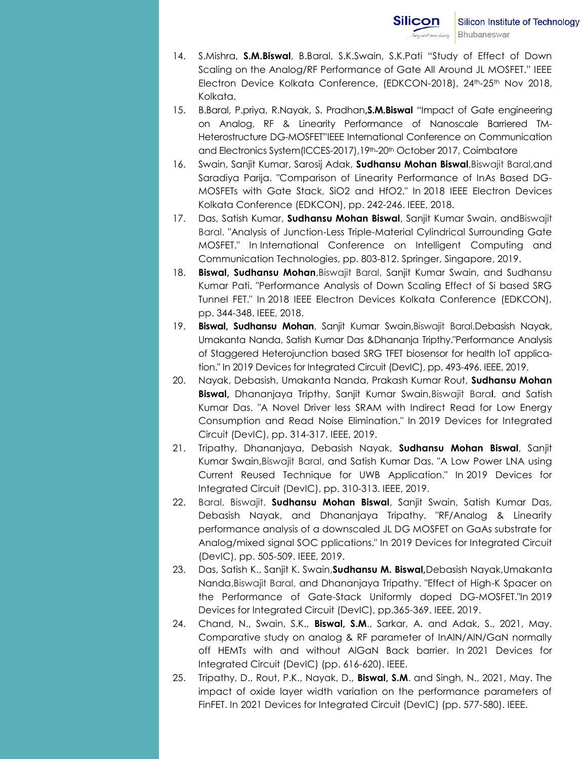14. S.Mishra, **S.M.Biswal**, B.Baral, S.K.Swain, S.K.Pati "Study of Effect of Down Scaling on the Analog/RF Performance of Gate All Around JL MOSFET." IEEE Electron Device Kolkata Conference, (EDKCON-2018), 24th-25th Nov 2018, Kolkata.
15. B.Baral, P.priya, R.Nayak, S. Pradhan,**S.M.Biswal** "Impact of Gate engineering on Analog, RF & Linearity Performance of Nanoscale Barriered TM-Heterostructure DG-MOSFET"IEEE International Conference on Communication and Electronics System(ICCES-2017),19th-20th October 2017, Coimbatore
16. Swain, Sanjit Kumar, Sarosij Adak, **Sudhansu Mohan Biswal**,Biswajit Baral,and Saradiya Parija. "Comparison of Linearity Performance of InAs Based DG-MOSFETs with Gate Stack, SiO2 and HfO2." In 2018 IEEE Electron Devices Kolkata Conference (EDKCON), pp. 242-246. IEEE, 2018.
17. Das, Satish Kumar, **Sudhansu Mohan Biswal**, Sanjit Kumar Swain, andBiswajit Baral. "Analysis of Junction-Less Triple-Material Cylindrical Surrounding Gate MOSFET." In International Conference on Intelligent Computing and Communication Technologies, pp. 803-812. Springer, Singapore, 2019.
18. **Biswal, Sudhansu Mohan**,Biswajit Baral, Sanjit Kumar Swain, and Sudhansu Kumar Pati. "Performance Analysis of Down Scaling Effect of Si based SRG Tunnel FET." In 2018 IEEE Electron Devices Kolkata Conference (EDKCON), pp. 344-348. IEEE, 2018.
19. **Biswal, Sudhansu Mohan**, Sanjit Kumar Swain,Biswajit Baral,Debasish Nayak, Umakanta Nanda, Satish Kumar Das &Dhananja Tripthy."Performance Analysis of Staggered Heterojunction based SRG TFET biosensor for health IoT application." In 2019 Devices for Integrated Circuit (DevIC), pp. 493-496. IEEE, 2019.
20. Nayak, Debasish, Umakanta Nanda, Prakash Kumar Rout, **Sudhansu Mohan Biswal,** Dhananjaya Tripthy, Sanjit Kumar Swain,Biswajit Baral, and Satish Kumar Das. "A Novel Driver less SRAM with Indirect Read for Low Energy Consumption and Read Noise Elimination." In 2019 Devices for Integrated Circuit (DevIC), pp. 314-317. IEEE, 2019.
21. Tripathy, Dhananjaya, Debasish Nayak, **Sudhansu Mohan Biswal**, Sanjit Kumar Swain,Biswajit Baral, and Satish Kumar Das. "A Low Power LNA using Current Reused Technique for UWB Application." In 2019 Devices for Integrated Circuit (DevIC), pp. 310-313. IEEE, 2019.
22. Baral, Biswajit, **Sudhansu Mohan Biswal**, Sanjit Swain, Satish Kumar Das, Debasish Nayak, and Dhananjaya Tripathy. "RF/Analog & Linearity performance analysis of a downscaled JL DG MOSFET on GaAs substrate for Analog/mixed signal SOC pplications." In 2019 Devices for Integrated Circuit (DevIC), pp. 505-509. IEEE, 2019.
23. Das, Satish K., Sanjit K. Swain,**Sudhansu M. Biswal,**Debasish Nayak,Umakanta Nanda,Biswajit Baral, and Dhananjaya Tripathy. "Effect of High-K Spacer on the Performance of Gate-Stack Uniformly doped DG-MOSFET."In 2019 Devices for Integrated Circuit (DevIC), pp.365-369. IEEE, 2019.
24. Chand, N., Swain, S.K., **Biswal, S.M.**, Sarkar, A. and Adak, S., 2021, May. Comparative study on analog & RF parameter of InAlN/AlN/GaN normally off HEMTs with and without AlGaN Back barrier. In 2021 Devices for Integrated Circuit (DevIC) (pp. 616-620). IEEE.
25. Tripathy, D., Rout, P.K., Nayak, D., **Biswal, S.M**. and Singh, N., 2021, May. The impact of oxide layer width variation on the performance parameters of FinFET. In 2021 Devices for Integrated Circuit (DevIC) (pp. 577-580). IEEE.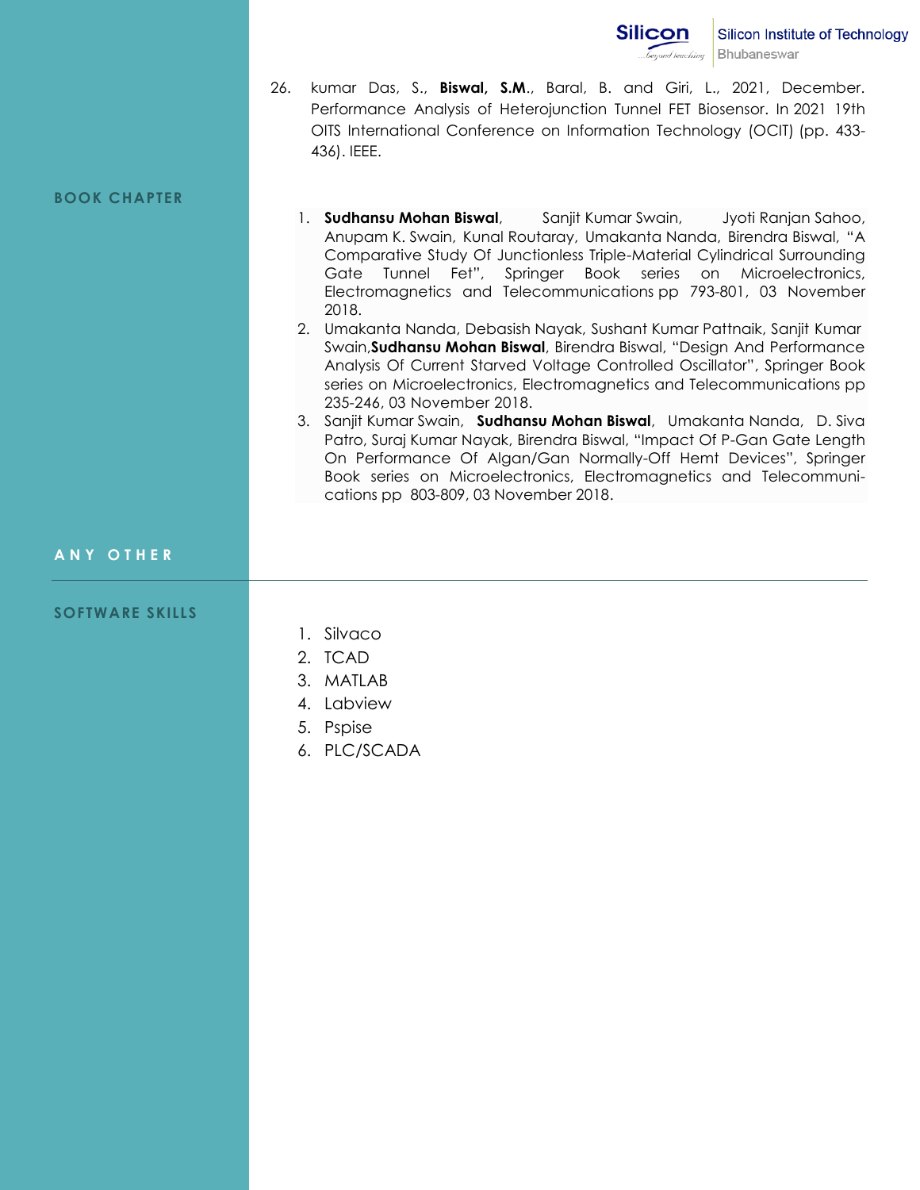26. kumar Das, S., **Biswal, S.M.**, Baral, B. and Giri, L., 2021, December. Performance Analysis of Heterojunction Tunnel FET Biosensor. In 2021 19th OITS International Conference on Information Technology (OCIT) (pp. 433-436). IEEE.

## BOOK CHAPTER

1. **Sudhansu Mohan Biswal**, Sanjit Kumar Swain, Jyoti Ranjan Sahoo, Anupam K. Swain, Kunal Routaray, Umakanta Nanda, Birendra Biswal, "A Comparative Study Of Junctionless Triple-Material Cylindrical Surrounding Gate Tunnel Fet", Springer Book series on Microelectronics, Electromagnetics and Telecommunications pp 793-801, 03 November 2018.
2. Umakanta Nanda, Debasish Nayak, Sushant Kumar Pattnaik, Sanjit Kumar Swain,**Sudhansu Mohan Biswal**, Birendra Biswal, "Design And Performance Analysis Of Current Starved Voltage Controlled Oscillator", Springer Book series on Microelectronics, Electromagnetics and Telecommunications pp 235-246, 03 November 2018.
3. Sanjit Kumar Swain, **Sudhansu Mohan Biswal**, Umakanta Nanda, D. Siva Patro, Suraj Kumar Nayak, Birendra Biswal, "Impact Of P-Gan Gate Length On Performance Of Algan/Gan Normally-Off Hemt Devices", Springer Book series on Microelectronics, Electromagnetics and Telecommunications pp 803-809, 03 November 2018.

## ANY OTHER

## SOFTWARE SKILLS

1. Silvaco
2. TCAD
3. MATLAB
4. Labview
5. Pspise
6. PLC/SCADA